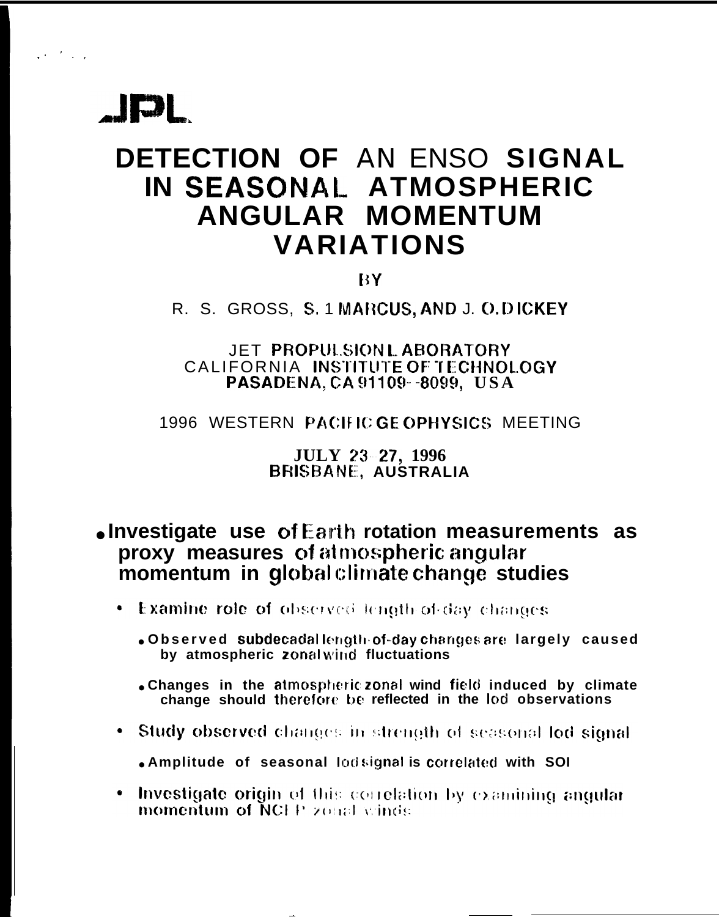JPL

# DETECTION OF AN ENSO SIGNAL IN SEASONAL ATMOSPHERIC ANGULAR MOMENTUM VARIATIONS

BY

R. S. GROSS, S. L. MARCUS, AND J. O. DICKEY

JET PROPULSION LABORATORY
CALIFORNIA INSTITUTE OF TECHNOLOGY
PASADENA, CA 91109-8099, USA

1996 WESTERN PACIFIC GEOPHYSICS MEETING

JULY 23-27, 1996
BRISBANE, AUSTRALIA

- **Investigate use of Earth rotation measurements as proxy measures of atmospheric angular momentum in global climate change studies**
  - Examine role of observed length-of-day changes
    - **Observed subdecadal length-of-day changes are largely caused by atmospheric zonal wind fluctuations**
    - **Changes in the atmospheric zonal wind field induced by climate change should therefore be reflected in the lod observations**
  - Study observed changes in strength of seasonal lod signal
    - **Amplitude of seasonal lod signal is correlated with SOI**
  - Investigate origin of this correlation by examining angular momentum of NCEP zonal winds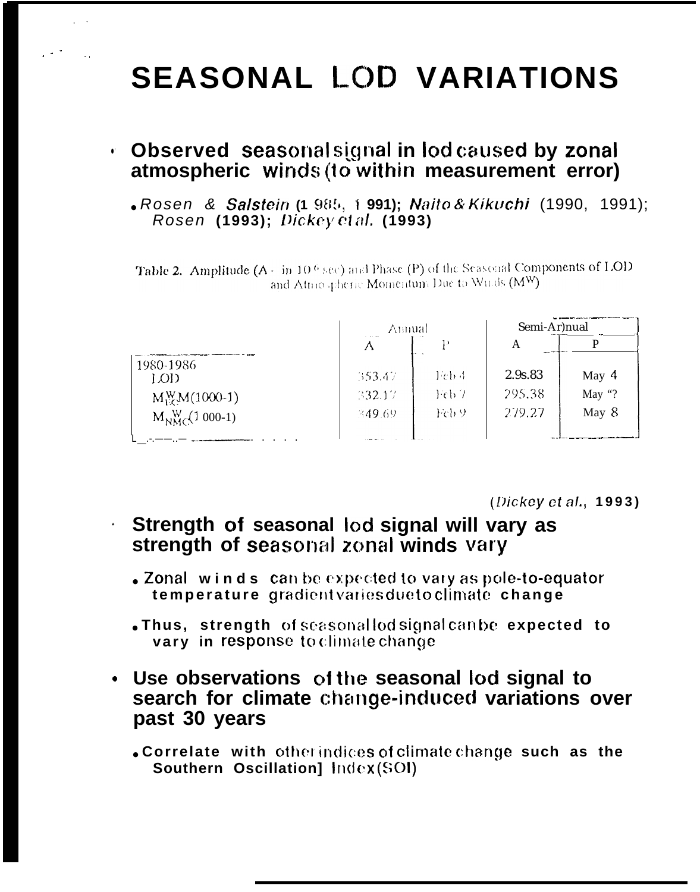# SEASONAL LOD VARIATIONS

- **Observed seasonal signal in lod caused by zonal atmospheric winds (to within measurement error)**
  - *Rosen & Salstein* **(1985, 1991);** *Naito & Kikuchi* (1990, 1991); *Rosen* **(1993);** *Dickey et al.* **(1993)**

Table 2. Amplitude (A - in $10^{-6}$ sec) and Phase (P) of the Seasonal Components of LOD and Atmospheric Momentum Due to Winds ($M^W$)

| | Annual | | Semi-Annual | |
|---|---|---|---|---|
| | A | P | A | P |
| 1980-1986 | | | | |
| LOD | 353.47 | Feb 4 | 2.9s.83 | May 4 |
| $M^W_{EC}$M(1000-1) | 332.17 | Feb 7 | 295.38 | May "? |
| $M^W_{NMC}$(1 000-1) | 349.69 | Feb 9 | 279.27 | May 8 |

(*Dickey et al.*, **1993**)

- **Strength of seasonal lod signal will vary as strength of seasonal zonal winds vary**
  - **Zonal winds can be expected to vary as pole-to-equator temperature gradient varies due to climate change**
  - **Thus, strength of seasonal lod signal can be expected to vary in response to climate change**

- **Use observations of the seasonal lod signal to search for climate change-induced variations over past 30 years**
  - **Correlate with other indices of climate change such as the Southern Oscillation] Index (SOI)**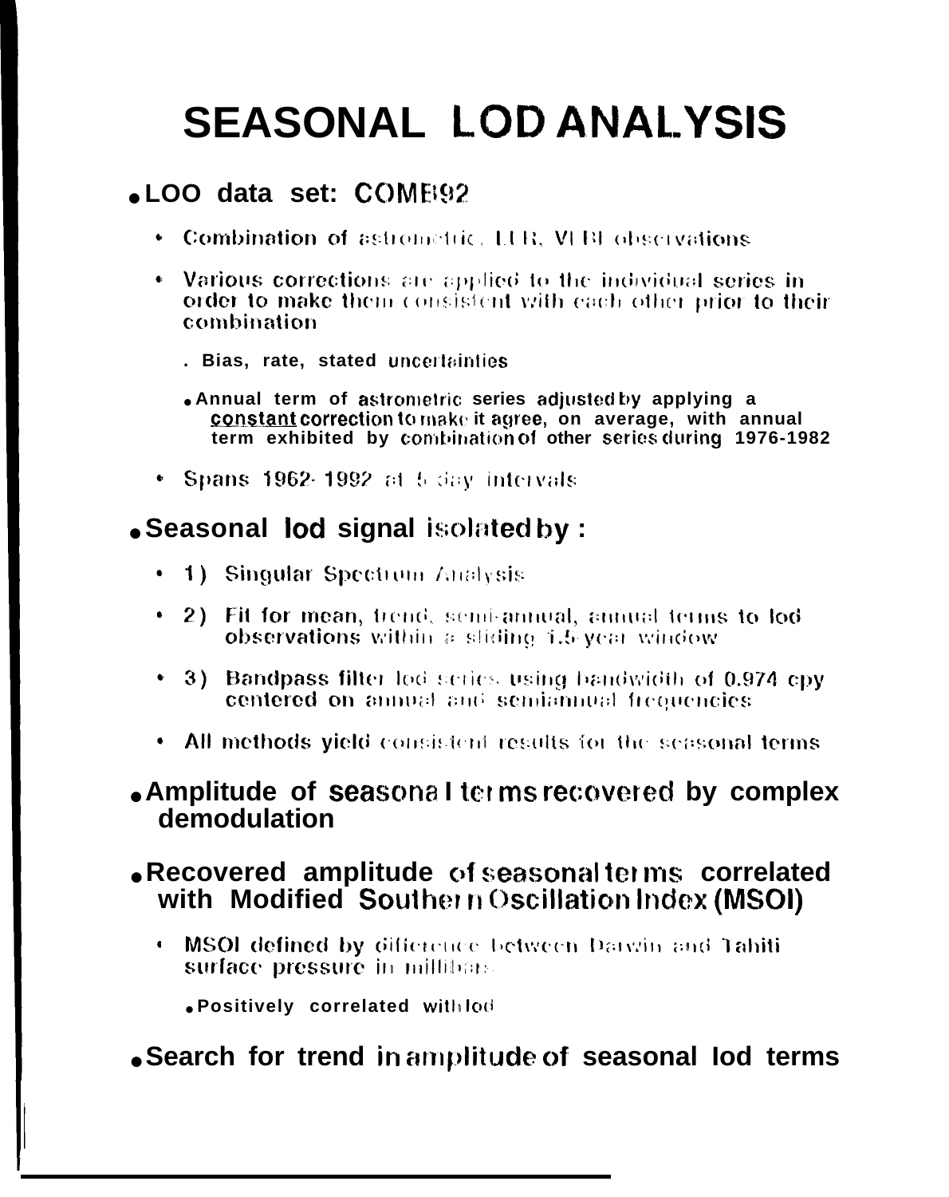# SEASONAL LOD ANALYSIS

- **LOO data set: COMB92**
  - Combination of astrometric, LLR, VLBI observations
  - Various corrections are applied to the individual series in order to make them consistent with each other prior to their combination
    - Bias, rate, stated uncertainties
    - Annual term of astrometric series adjusted by applying a <u>constant</u> correction to make it agree, on average, with annual term exhibited by combination of other series during 1976-1982
  - Spans 1962-1992 at 5 day intervals

- **Seasonal lod signal isolated by :**
  - 1) Singular Spectrum Analysis
  - 2) Fit for mean, trend, semi-annual, annual terms to lod observations within a sliding 1.5 year window
  - 3) Bandpass filter lod series using bandwidth of 0.974 cpy centered on annual and semiannual frequencies
  - All methods yield consistent results for the seasonal terms

- **Amplitude of seasonal terms recovered by complex demodulation**

- **Recovered amplitude of seasonal terms correlated with Modified Southern Oscillation Index (MSOI)**
  - MSOI defined by difference between Darwin and Tahiti surface pressure in millibars
    - Positively correlated with lod

- **Search for trend in amplitude of seasonal lod terms**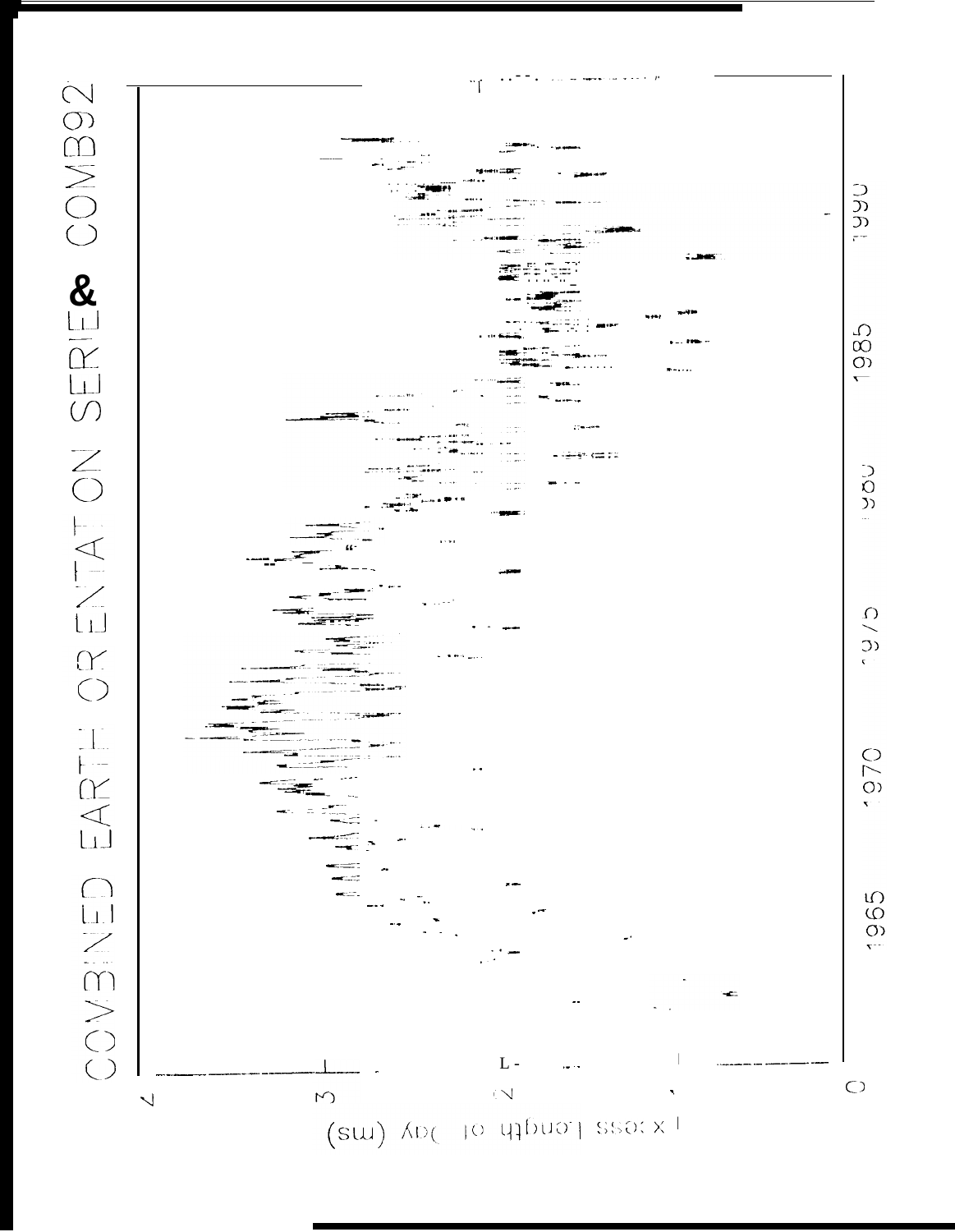COMBINED EARTH ORIENTATION SERIES & COMB92

Excess Length of Day (ms)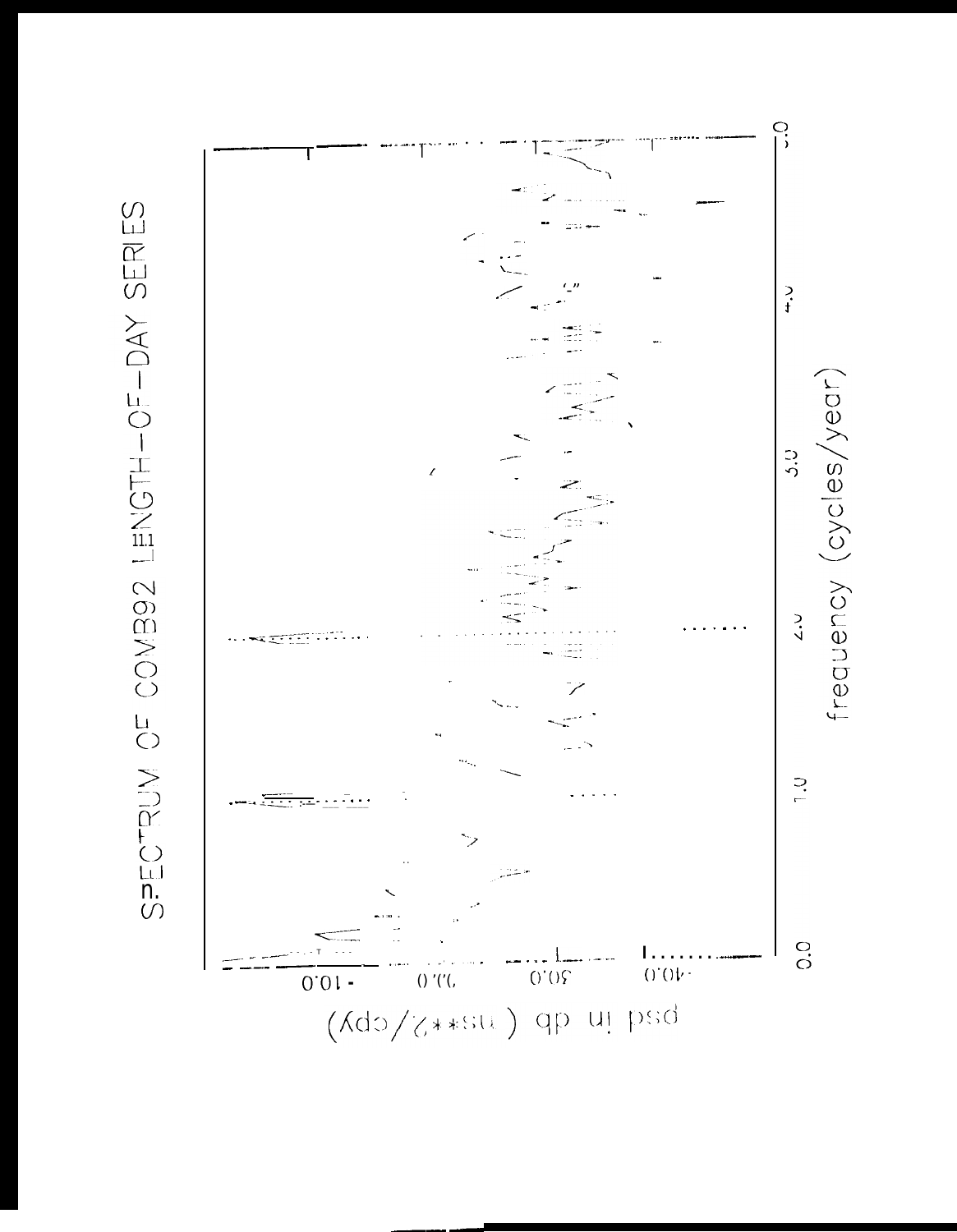SPECTRUM OF COMB92 LENGTH-OF-DAY SERIES

psd in db ( ms**2/cpy)

frequency (cycles/year)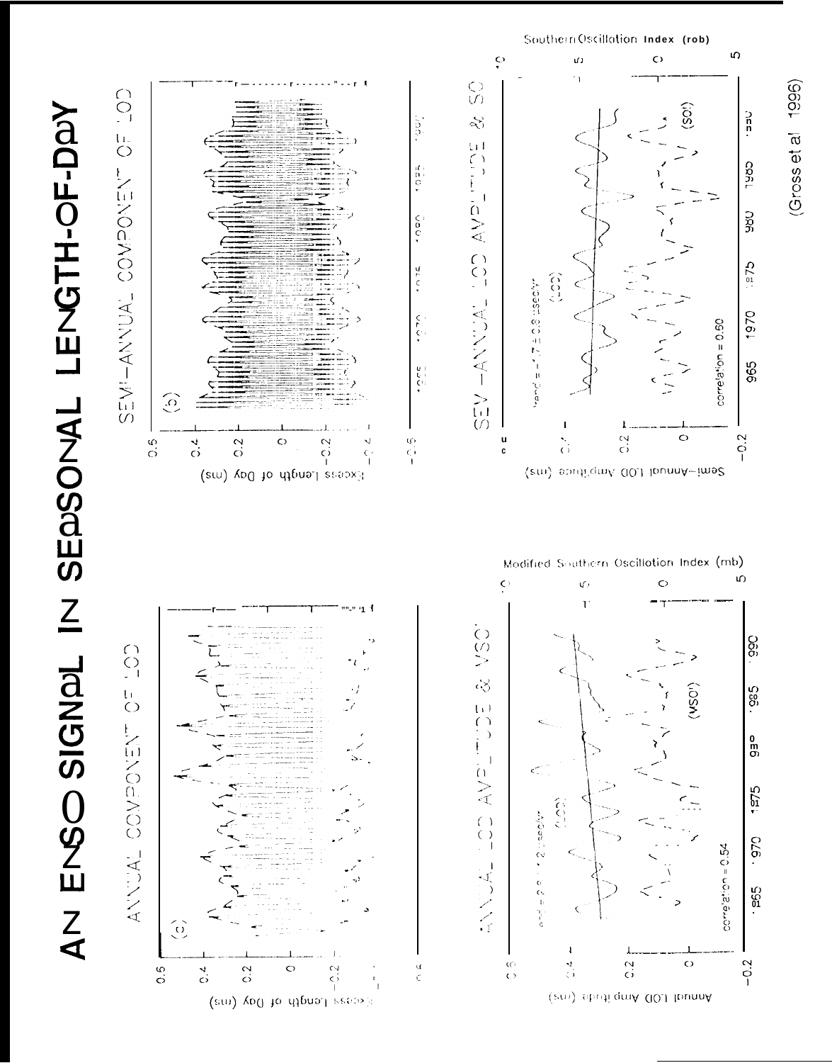# AN ENSO SIGNAL IN SEASONAL LENGTH-OF-DAY

(Gross et al 1996)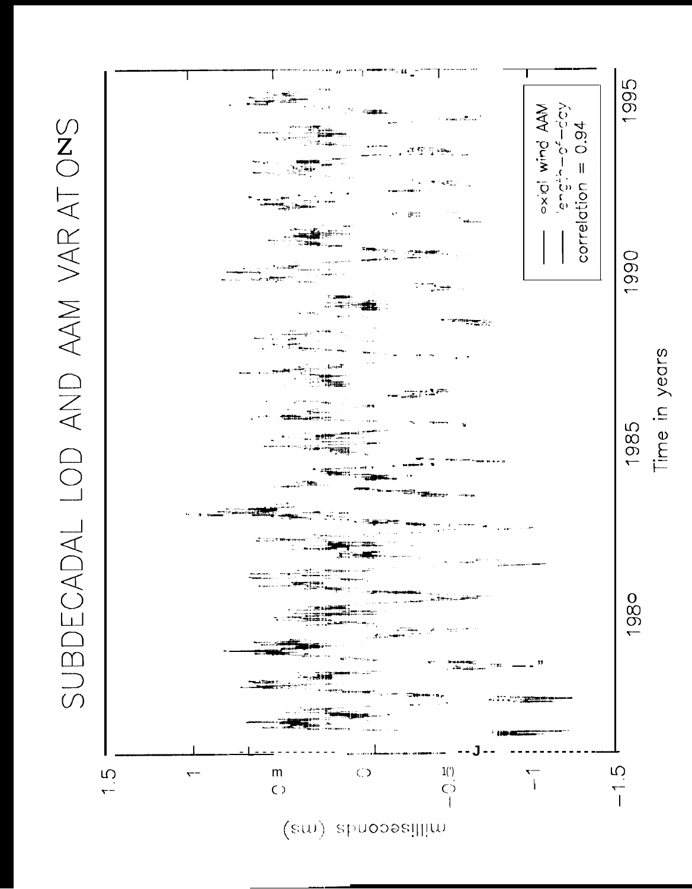# SUBDECADAL LOD AND AAM VARIATIONS

milliseconds (ms)

1.5

1

0.5

0

−0.5

−1

−1.5

1980

1985

1990

1995

Time in years

— axial wind AAM

— length-of-day

correlation = 0.94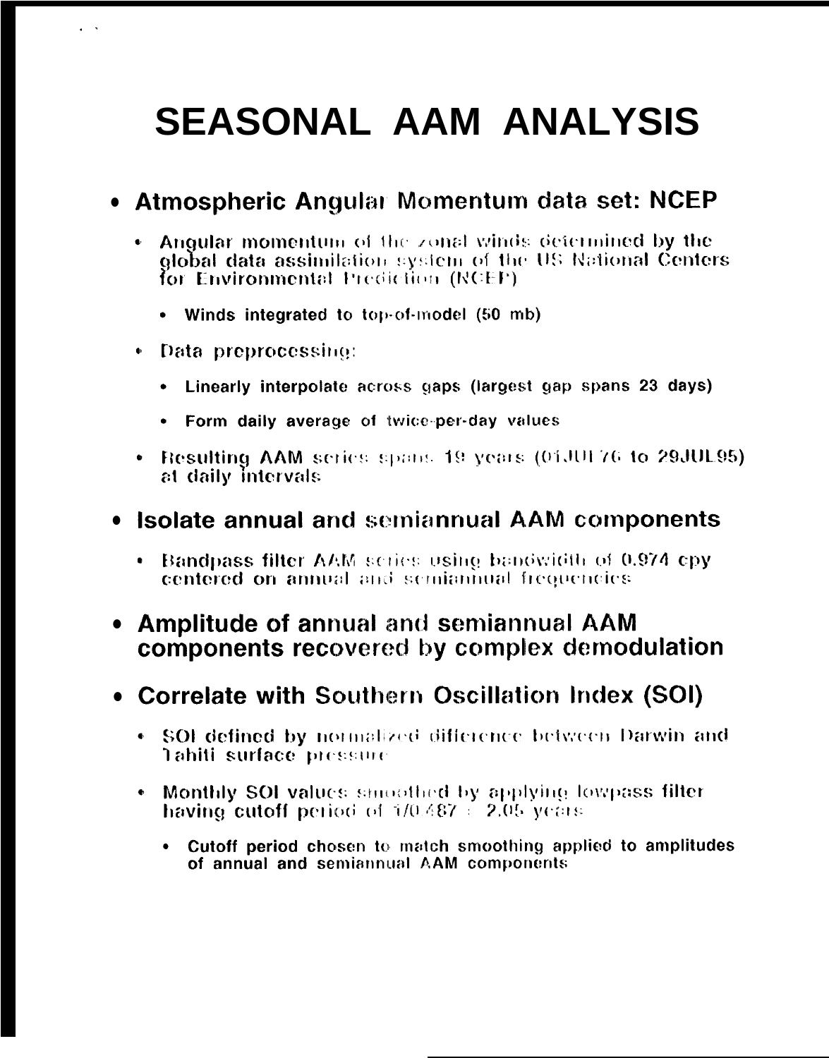# SEASONAL AAM ANALYSIS

- **Atmospheric Angular Momentum data set: NCEP**
  - Angular momentum of the zonal winds determined by the global data assimilation system of the US National Centers for Environmental Prediction (NCEP)
    - Winds integrated to top-of-model (50 mb)
  - Data preprocessing:
    - Linearly interpolate across gaps (largest gap spans 23 days)
    - Form daily average of twice-per-day values
  - Resulting AAM series spans 19 years (01JUL76 to 29JUL95) at daily intervals
- **Isolate annual and semiannual AAM components**
  - Bandpass filter AAM series using bandwidth of 0.974 cpy centered on annual and semiannual frequencies
- **Amplitude of annual and semiannual AAM components recovered by complex demodulation**
- **Correlate with Southern Oscillation Index (SOI)**
  - SOI defined by normalized difference between Darwin and Tahiti surface pressure
  - Monthly SOI values smoothed by applying lowpass filter having cutoff period of 1/0.487 = 2.05 years
    - Cutoff period chosen to match smoothing applied to amplitudes of annual and semiannual AAM components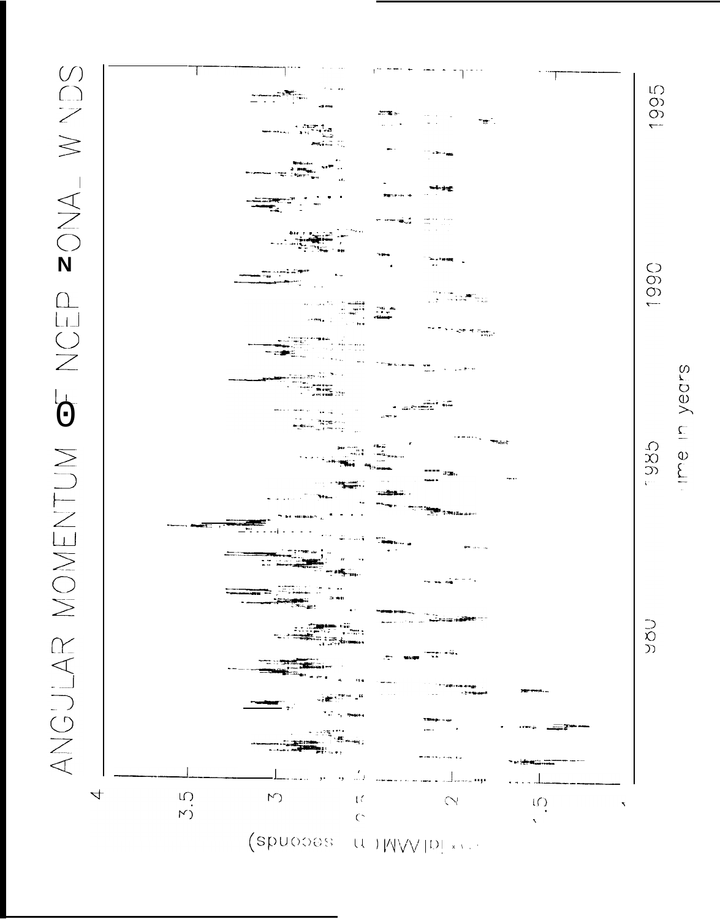ANGULAR MOMENTUM OF NCEP ZONAL WINDS

dAAM (in seconds)

4
3.5
3
2.5
2
1.5
1

1980
1985
1990
1995

Time in years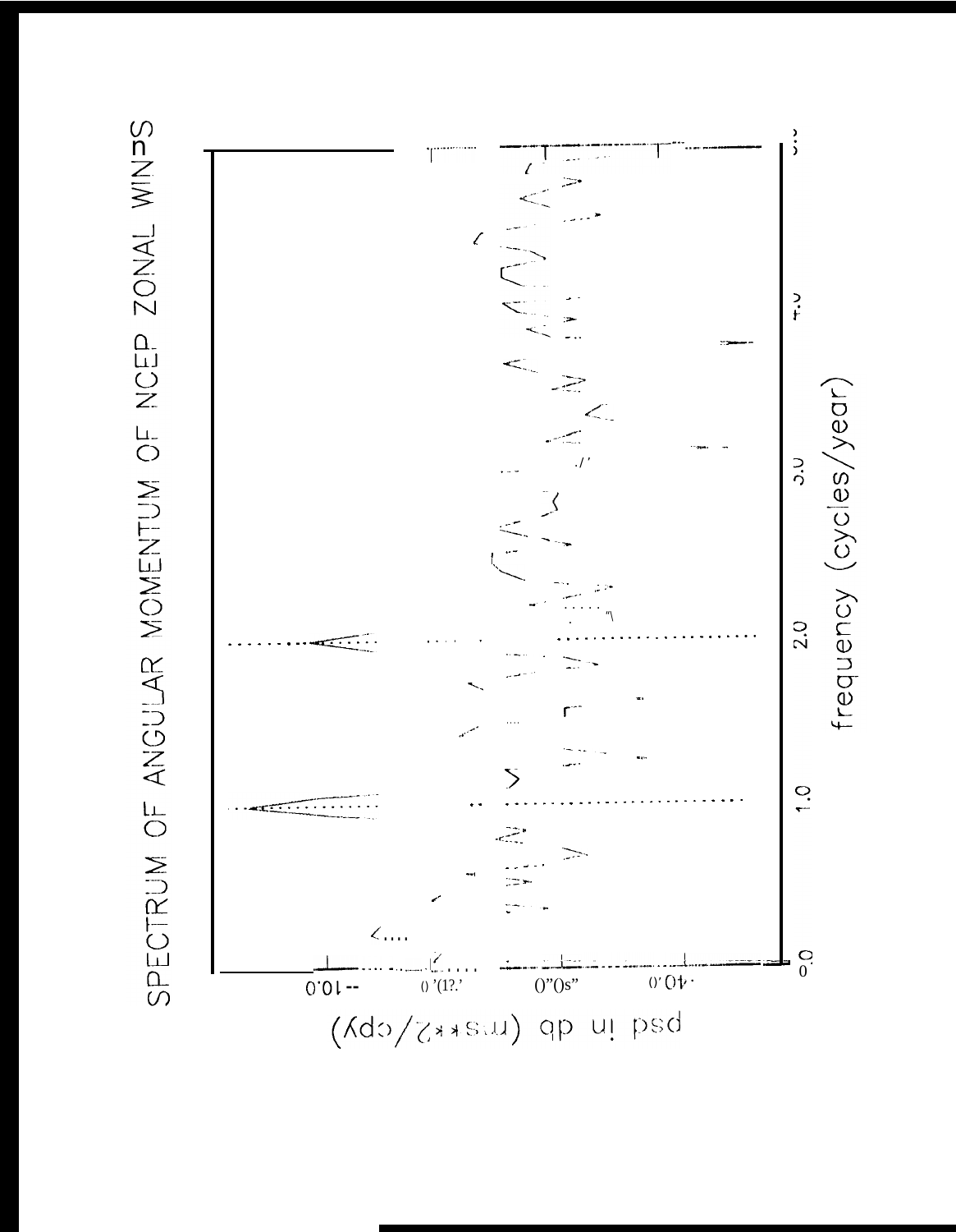SPECTRUM OF ANGULAR MOMENTUM OF NCEP ZONAL WINDS

psd in db (ms**2/cpy)

frequency (cycles/year)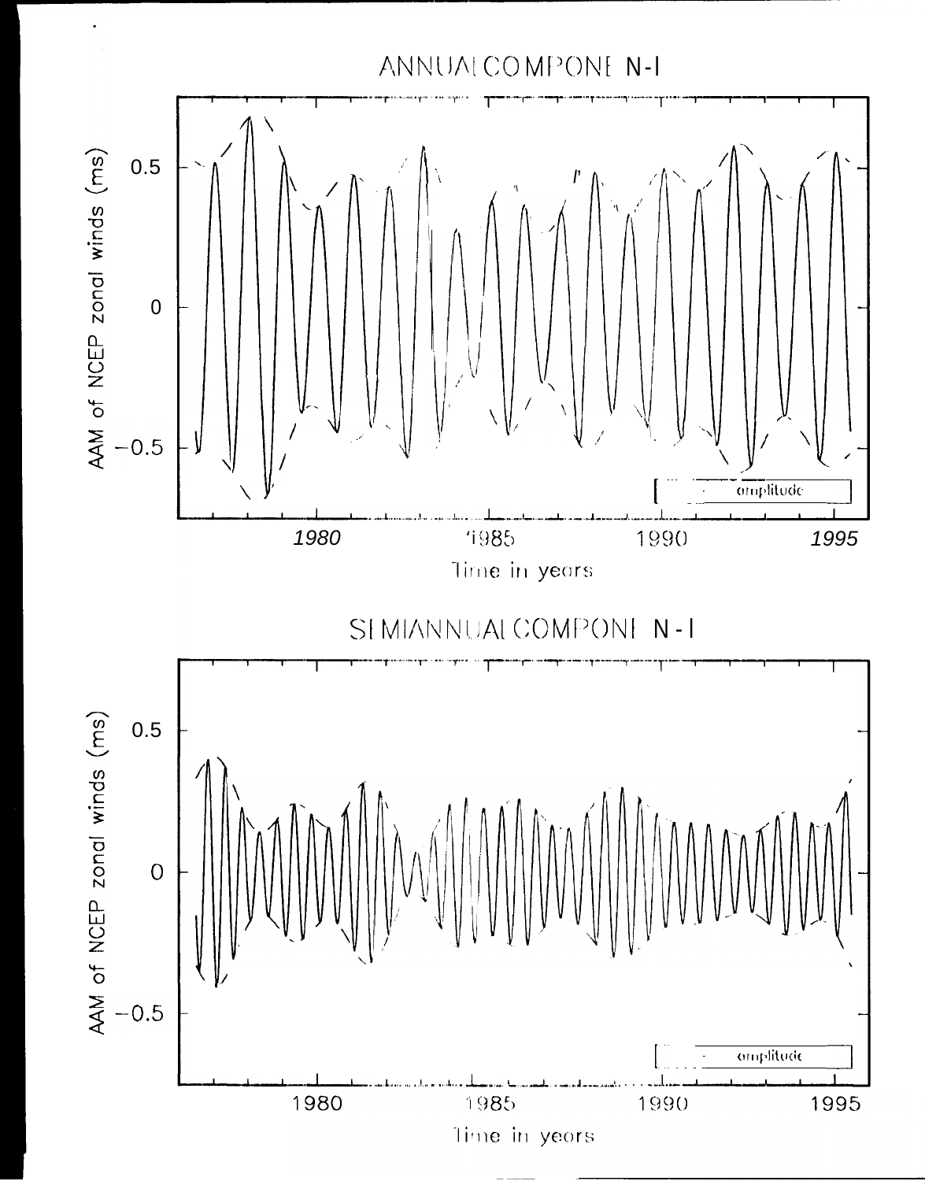ANNUAL COMPONENT N-I

SEMIANNUAL COMPONENT N-I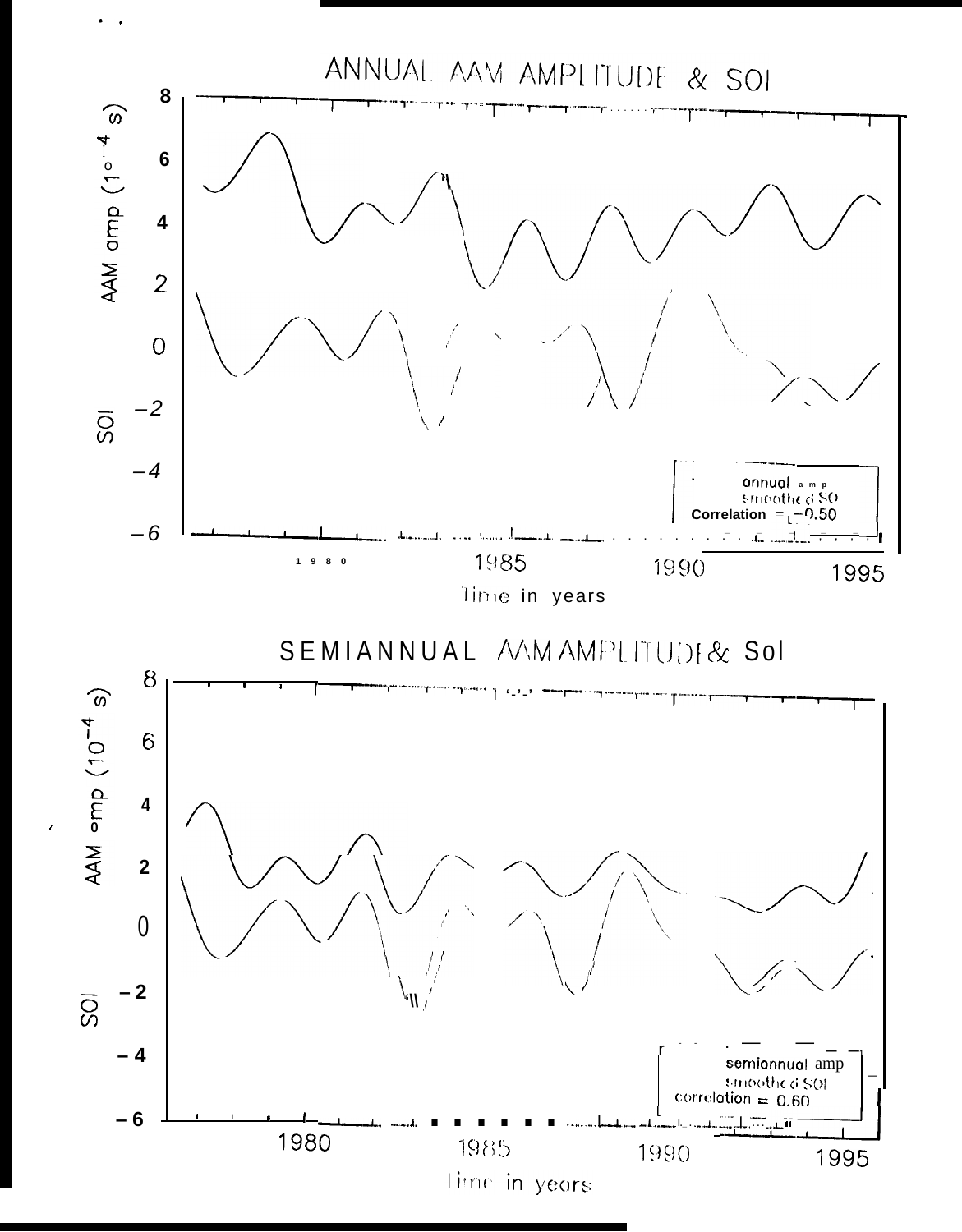ANNUAL AAM AMPLITUDE & SOI

AAM amp ($10^{-4}$ s)

SOI

annual amp
smoothed SOI
Correlation = −0.50

Time in years

SEMIANNUAL AAM AMPLITUDE & SOI

AAM amp ($10^{-4}$ s)

SOI

semiannual amp
smoothed SOI
correlation = 0.60

Time in years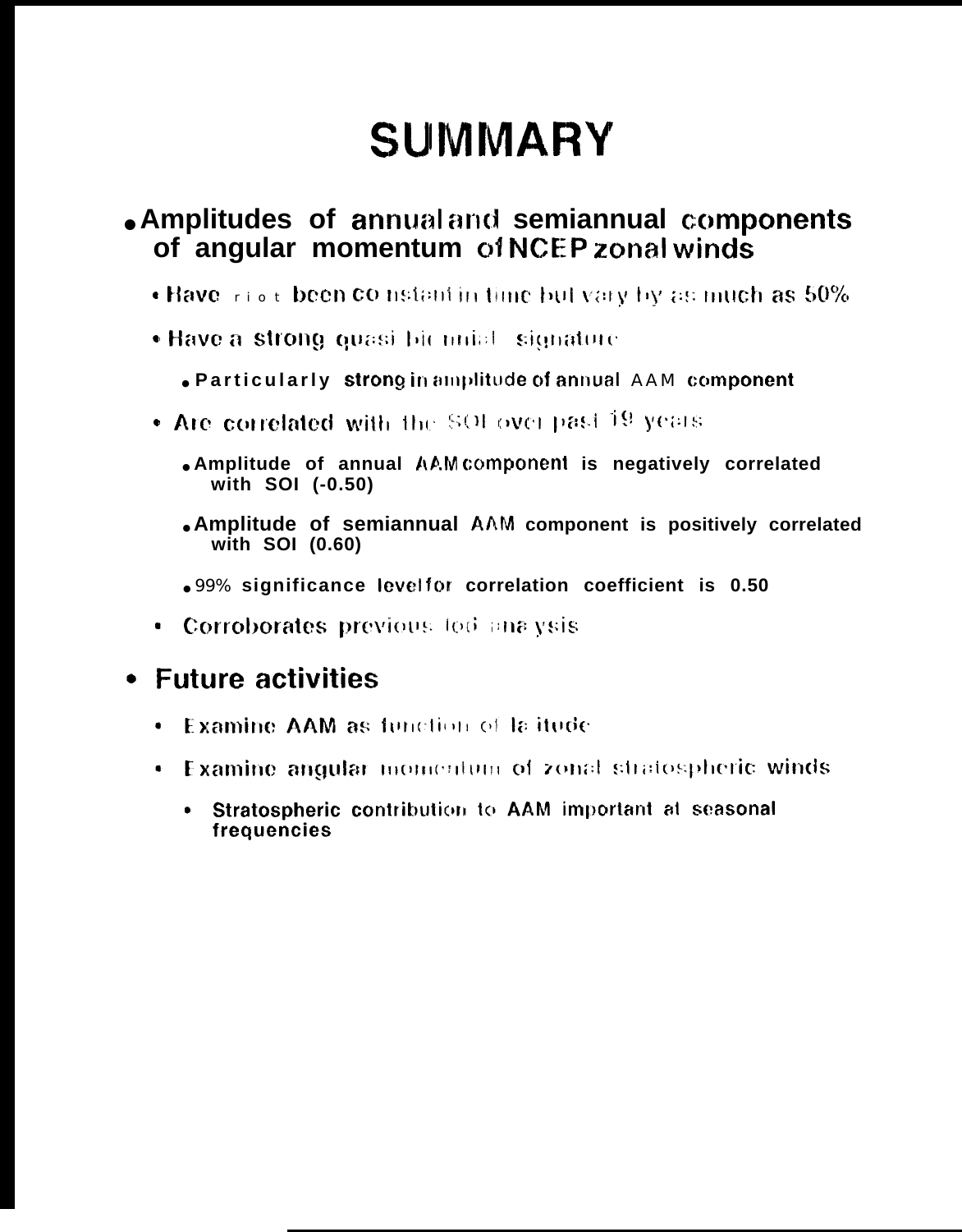# SUMMARY

- **Amplitudes of annual and semiannual components of angular momentum of NCEP zonal winds**
  - **Have not been constant in time but vary by as much as 50%**
  - **Have a strong quasi biennial signature**
    - **Particularly strong in amplitude of annual AAM component**
  - **Are correlated with the SOI over past 19 years**
    - **Amplitude of annual AAM component is negatively correlated with SOI (-0.50)**
    - **Amplitude of semiannual AAM component is positively correlated with SOI (0.60)**
    - **99% significance level for correlation coefficient is 0.50**
  - **Corroborates previous lod analysis**
- **Future activities**
  - **Examine AAM as function of latitude**
  - **Examine angular momentum of zonal stratospheric winds**
    - **Stratospheric contribution to AAM important at seasonal frequencies**